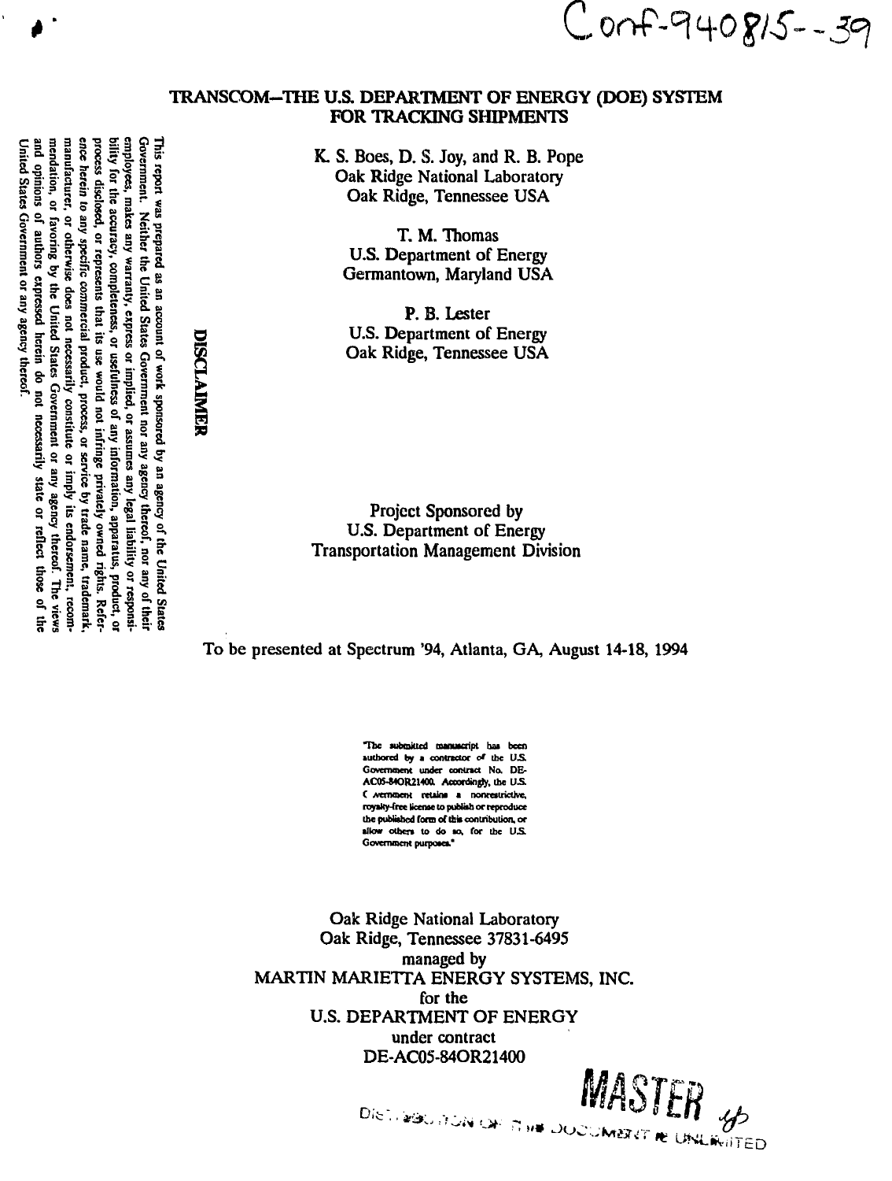Conf-940815--39

# TRANSCOM–THE U.S. DEPARTMENT OF ENERGY (DOE) SYSTEM FOR TRACKING SHIPMENTS

K. S. Boes, D. S. Joy, and R. B. Pope
Oak Ridge National Laboratory
Oak Ridge, Tennessee USA

T. M. Thomas
U.S. Department of Energy
Germantown, Maryland USA

P. B. Lester
U.S. Department of Energy
Oak Ridge, Tennessee USA

Project Sponsored by
U.S. Department of Energy
Transportation Management Division

To be presented at Spectrum '94, Atlanta, GA, August 14-18, 1994

**DISCLAIMER**

This report was prepared as an account of work sponsored by an agency of the United States Government. Neither the United States Government nor any agency thereof, nor any of their employees, makes any warranty, express or implied, or assumes any legal liability or responsibility for the accuracy, completeness, or usefulness of any information, apparatus, product, or process disclosed, or represents that its use would not infringe privately owned rights. Reference herein to any specific commercial product, process, or service by trade name, trademark, manufacturer, or otherwise does not necessarily constitute or imply its endorsement, recommendation, or favoring by the United States Government or any agency thereof. The views and opinions of authors expressed herein do not necessarily state or reflect those of the United States Government or any agency thereof.

"The submitted manuscript has been authored by a contractor of the U.S. Government under contract No. DE-AC05-84OR21400. Accordingly, the U.S. Government retains a nonexclusive, royalty-free license to publish or reproduce the published form of this contribution, or allow others to do so, for the U.S. Government purposes."

Oak Ridge National Laboratory
Oak Ridge, Tennessee 37831-6495
managed by
MARTIN MARIETTA ENERGY SYSTEMS, INC.
for the
U.S. DEPARTMENT OF ENERGY
under contract
DE-AC05-84OR21400

MASTER

DISTRIBUTION OF THIS DOCUMENT IS UNLIMITED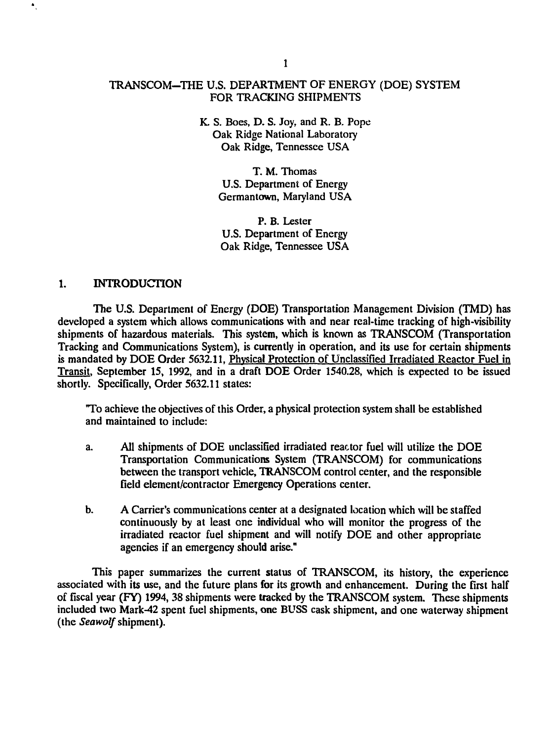# TRANSCOM—THE U.S. DEPARTMENT OF ENERGY (DOE) SYSTEM FOR TRACKING SHIPMENTS

K. S. Boes, D. S. Joy, and R. B. Pope
Oak Ridge National Laboratory
Oak Ridge, Tennessee USA

T. M. Thomas
U.S. Department of Energy
Germantown, Maryland USA

P. B. Lester
U.S. Department of Energy
Oak Ridge, Tennessee USA

## 1. INTRODUCTION

The U.S. Department of Energy (DOE) Transportation Management Division (TMD) has developed a system which allows communications with and near real-time tracking of high-visibility shipments of hazardous materials. This system, which is known as TRANSCOM (Transportation Tracking and Communications System), is currently in operation, and its use for certain shipments is mandated by DOE Order 5632.11, Physical Protection of Unclassified Irradiated Reactor Fuel in Transit, September 15, 1992, and in a draft DOE Order 1540.28, which is expected to be issued shortly. Specifically, Order 5632.11 states:

> "To achieve the objectives of this Order, a physical protection system shall be established and maintained to include:
>
> a. All shipments of DOE unclassified irradiated reactor fuel will utilize the DOE Transportation Communications System (TRANSCOM) for communications between the transport vehicle, TRANSCOM control center, and the responsible field element/contractor Emergency Operations center.
>
> b. A Carrier's communications center at a designated location which will be staffed continuously by at least one individual who will monitor the progress of the irradiated reactor fuel shipment and will notify DOE and other appropriate agencies if an emergency should arise."

This paper summarizes the current status of TRANSCOM, its history, the experience associated with its use, and the future plans for its growth and enhancement. During the first half of fiscal year (FY) 1994, 38 shipments were tracked by the TRANSCOM system. These shipments included two Mark-42 spent fuel shipments, one BUSS cask shipment, and one waterway shipment (the *Seawolf* shipment).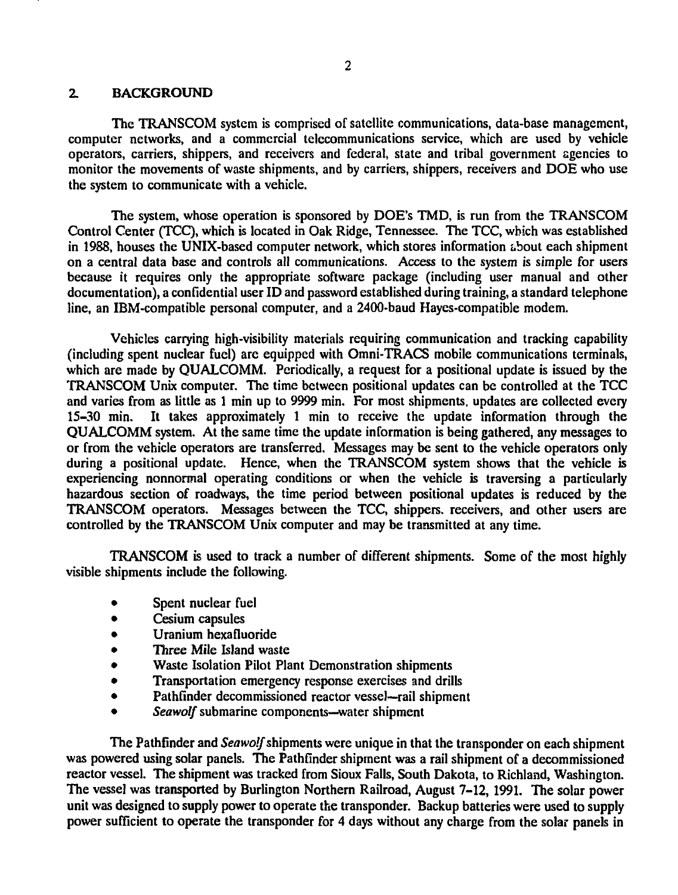## 2. BACKGROUND

The TRANSCOM system is comprised of satellite communications, data-base management, computer networks, and a commercial telecommunications service, which are used by vehicle operators, carriers, shippers, and receivers and federal, state and tribal government agencies to monitor the movements of waste shipments, and by carriers, shippers, receivers and DOE who use the system to communicate with a vehicle.

The system, whose operation is sponsored by DOE's TMD, is run from the TRANSCOM Control Center (TCC), which is located in Oak Ridge, Tennessee. The TCC, which was established in 1988, houses the UNIX-based computer network, which stores information about each shipment on a central data base and controls all communications. Access to the system is simple for users because it requires only the appropriate software package (including user manual and other documentation), a confidential user ID and password established during training, a standard telephone line, an IBM-compatible personal computer, and a 2400-baud Hayes-compatible modem.

Vehicles carrying high-visibility materials requiring communication and tracking capability (including spent nuclear fuel) are equipped with Omni-TRACS mobile communications terminals, which are made by QUALCOMM. Periodically, a request for a positional update is issued by the TRANSCOM Unix computer. The time between positional updates can be controlled at the TCC and varies from as little as 1 min up to 9999 min. For most shipments, updates are collected every 15–30 min. It takes approximately 1 min to receive the update information through the QUALCOMM system. At the same time the update information is being gathered, any messages to or from the vehicle operators are transferred. Messages may be sent to the vehicle operators only during a positional update. Hence, when the TRANSCOM system shows that the vehicle is experiencing nonnormal operating conditions or when the vehicle is traversing a particularly hazardous section of roadways, the time period between positional updates is reduced by the TRANSCOM operators. Messages between the TCC, shippers, receivers, and other users are controlled by the TRANSCOM Unix computer and may be transmitted at any time.

TRANSCOM is used to track a number of different shipments. Some of the most highly visible shipments include the following.

- Spent nuclear fuel
- Cesium capsules
- Uranium hexafluoride
- Three Mile Island waste
- Waste Isolation Pilot Plant Demonstration shipments
- Transportation emergency response exercises and drills
- Pathfinder decommissioned reactor vessel—rail shipment
- *Seawolf* submarine components—water shipment

The Pathfinder and *Seawolf* shipments were unique in that the transponder on each shipment was powered using solar panels. The Pathfinder shipment was a rail shipment of a decommissioned reactor vessel. The shipment was tracked from Sioux Falls, South Dakota, to Richland, Washington. The vessel was transported by Burlington Northern Railroad, August 7-12, 1991. The solar power unit was designed to supply power to operate the transponder. Backup batteries were used to supply power sufficient to operate the transponder for 4 days without any charge from the solar panels in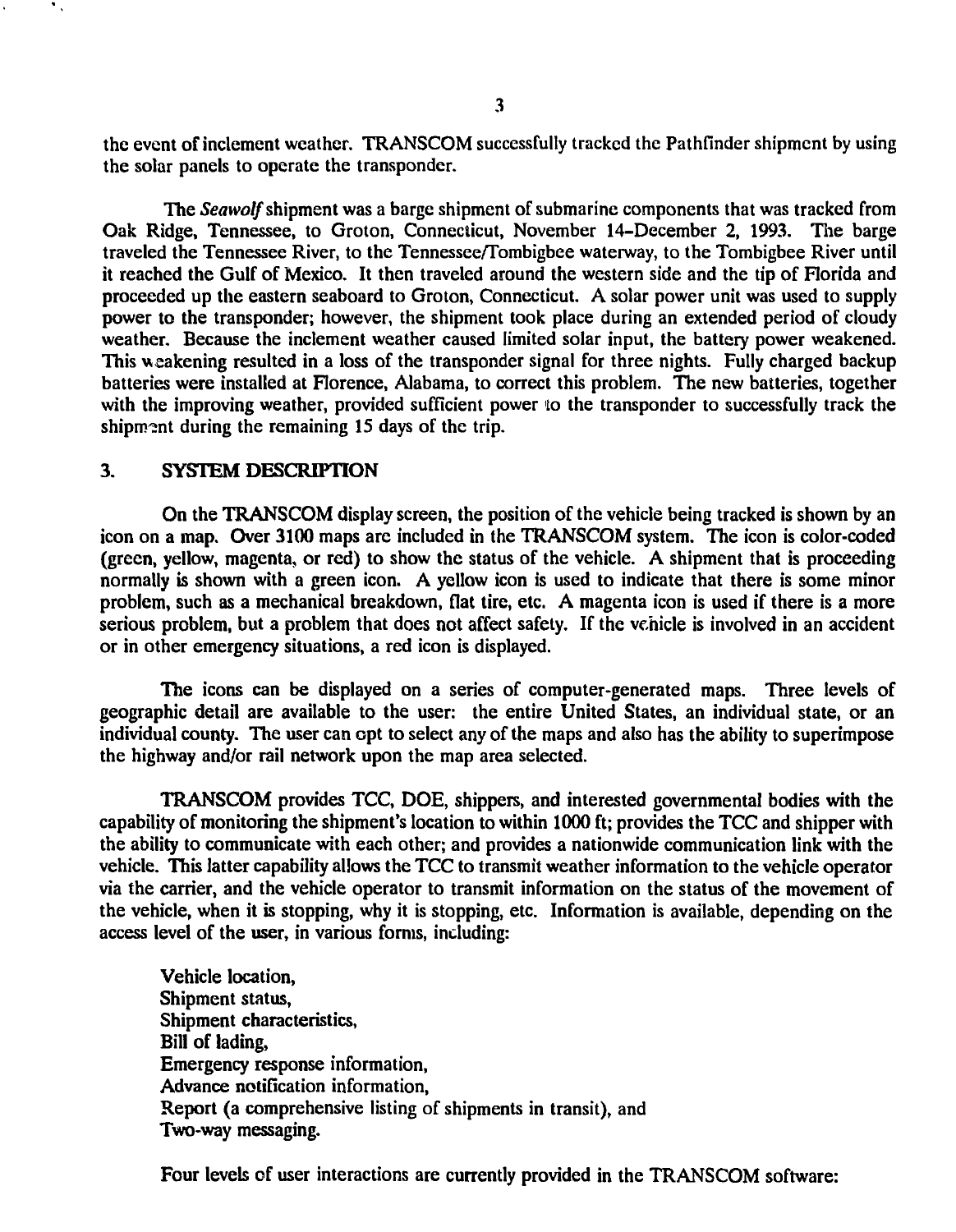the event of inclement weather. TRANSCOM successfully tracked the Pathfinder shipment by using the solar panels to operate the transponder.

The *Seawolf* shipment was a barge shipment of submarine components that was tracked from Oak Ridge, Tennessee, to Groton, Connecticut, November 14–December 2, 1993. The barge traveled the Tennessee River, to the Tennessee/Tombigbee waterway, to the Tombigbee River until it reached the Gulf of Mexico. It then traveled around the western side and the tip of Florida and proceeded up the eastern seaboard to Groton, Connecticut. A solar power unit was used to supply power to the transponder; however, the shipment took place during an extended period of cloudy weather. Because the inclement weather caused limited solar input, the battery power weakened. This weakening resulted in a loss of the transponder signal for three nights. Fully charged backup batteries were installed at Florence, Alabama, to correct this problem. The new batteries, together with the improving weather, provided sufficient power to the transponder to successfully track the shipment during the remaining 15 days of the trip.

## 3. SYSTEM DESCRIPTION

On the TRANSCOM display screen, the position of the vehicle being tracked is shown by an icon on a map. Over 3100 maps are included in the TRANSCOM system. The icon is color-coded (green, yellow, magenta, or red) to show the status of the vehicle. A shipment that is proceeding normally is shown with a green icon. A yellow icon is used to indicate that there is some minor problem, such as a mechanical breakdown, flat tire, etc. A magenta icon is used if there is a more serious problem, but a problem that does not affect safety. If the vehicle is involved in an accident or in other emergency situations, a red icon is displayed.

The icons can be displayed on a series of computer-generated maps. Three levels of geographic detail are available to the user: the entire United States, an individual state, or an individual county. The user can opt to select any of the maps and also has the ability to superimpose the highway and/or rail network upon the map area selected.

TRANSCOM provides TCC, DOE, shippers, and interested governmental bodies with the capability of monitoring the shipment's location to within 1000 ft; provides the TCC and shipper with the ability to communicate with each other; and provides a nationwide communication link with the vehicle. This latter capability allows the TCC to transmit weather information to the vehicle operator via the carrier, and the vehicle operator to transmit information on the status of the movement of the vehicle, when it is stopping, why it is stopping, etc. Information is available, depending on the access level of the user, in various forms, including:

Vehicle location,
Shipment status,
Shipment characteristics,
Bill of lading,
Emergency response information,
Advance notification information,
Report (a comprehensive listing of shipments in transit), and
Two-way messaging.

Four levels of user interactions are currently provided in the TRANSCOM software: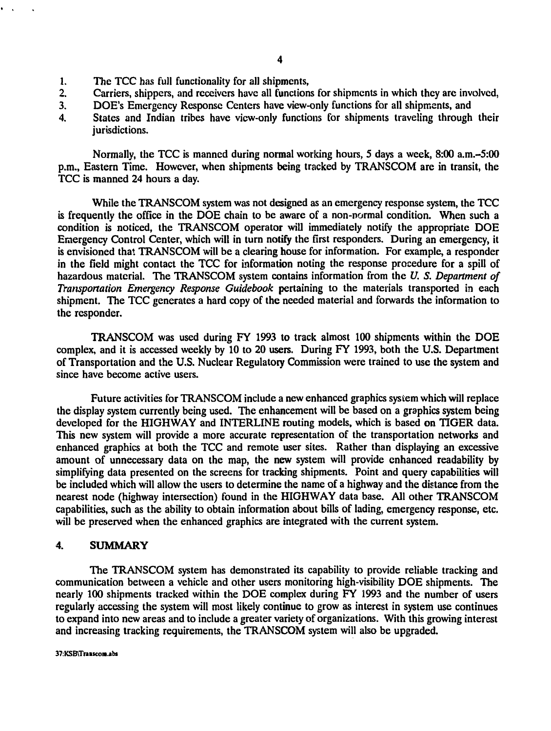1. The TCC has full functionality for all shipments,
2. Carriers, shippers, and receivers have all functions for shipments in which they are involved,
3. DOE's Emergency Response Centers have view-only functions for all shipments, and
4. States and Indian tribes have view-only functions for shipments traveling through their jurisdictions.

Normally, the TCC is manned during normal working hours, 5 days a week, 8:00 a.m.–5:00 p.m., Eastern Time. However, when shipments being tracked by TRANSCOM are in transit, the TCC is manned 24 hours a day.

While the TRANSCOM system was not designed as an emergency response system, the TCC is frequently the office in the DOE chain to be aware of a non-normal condition. When such a condition is noticed, the TRANSCOM operator will immediately notify the appropriate DOE Emergency Control Center, which will in turn notify the first responders. During an emergency, it is envisioned that TRANSCOM will be a clearing house for information. For example, a responder in the field might contact the TCC for information noting the response procedure for a spill of hazardous material. The TRANSCOM system contains information from the *U. S. Department of Transportation Emergency Response Guidebook* pertaining to the materials transported in each shipment. The TCC generates a hard copy of the needed material and forwards the information to the responder.

TRANSCOM was used during FY 1993 to track almost 100 shipments within the DOE complex, and it is accessed weekly by 10 to 20 users. During FY 1993, both the U.S. Department of Transportation and the U.S. Nuclear Regulatory Commission were trained to use the system and since have become active users.

Future activities for TRANSCOM include a new enhanced graphics system which will replace the display system currently being used. The enhancement will be based on a graphics system being developed for the HIGHWAY and INTERLINE routing models, which is based on TIGER data. This new system will provide a more accurate representation of the transportation networks and enhanced graphics at both the TCC and remote user sites. Rather than displaying an excessive amount of unnecessary data on the map, the new system will provide enhanced readability by simplifying data presented on the screens for tracking shipments. Point and query capabilities will be included which will allow the users to determine the name of a highway and the distance from the nearest node (highway intersection) found in the HIGHWAY data base. All other TRANSCOM capabilities, such as the ability to obtain information about bills of lading, emergency response, etc. will be preserved when the enhanced graphics are integrated with the current system.

## 4. SUMMARY

The TRANSCOM system has demonstrated its capability to provide reliable tracking and communication between a vehicle and other users monitoring high-visibility DOE shipments. The nearly 100 shipments tracked within the DOE complex during FY 1993 and the number of users regularly accessing the system will most likely continue to grow as interest in system use continues to expand into new areas and to include a greater variety of organizations. With this growing interest and increasing tracking requirements, the TRANSCOM system will also be upgraded.

37:KSB\Transcom.abs